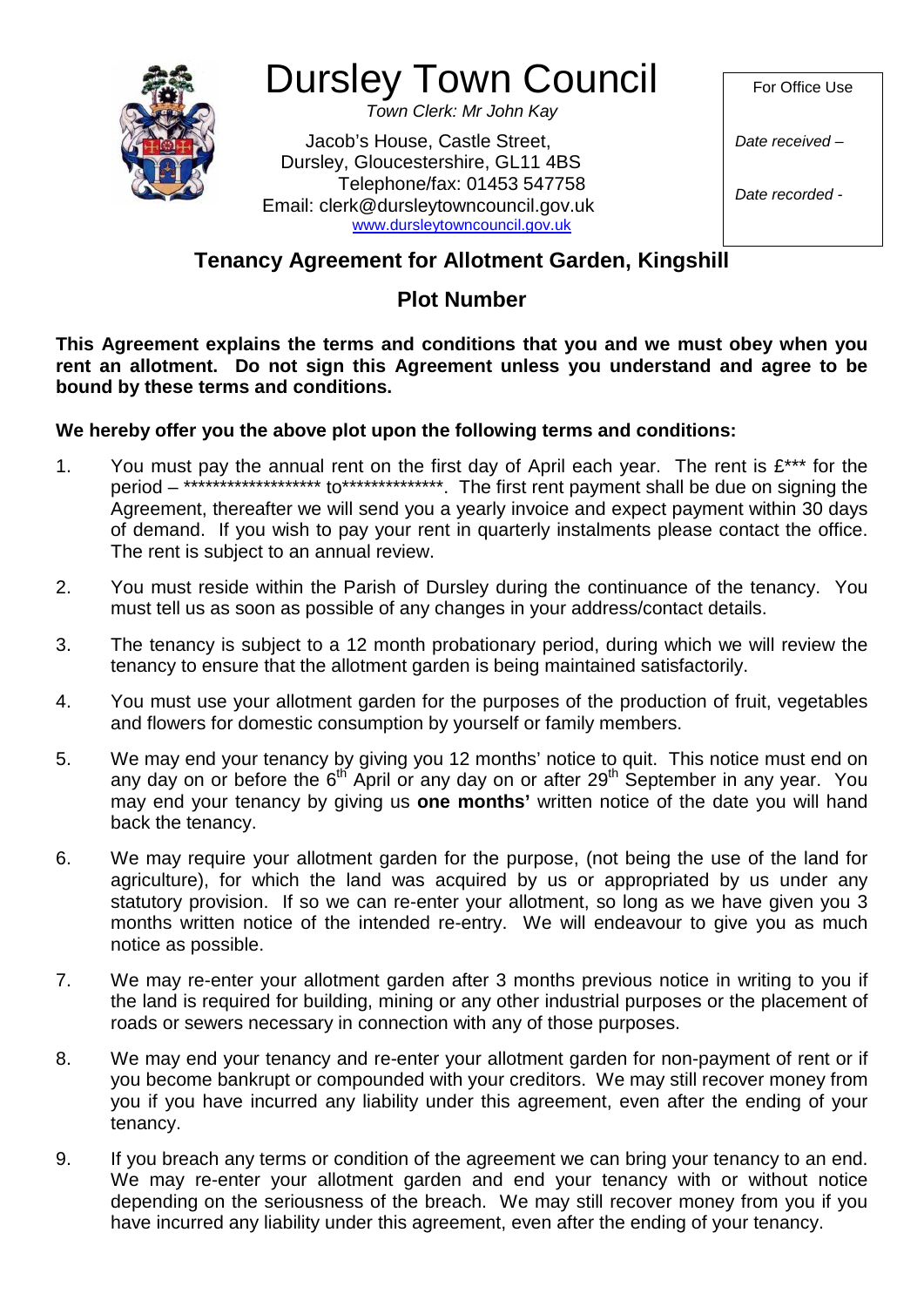# Dursley Town Council

*Town Clerk: Mr John Kay*

Jacob's House, Castle Street,
Dursley, Gloucestershire, GL11 4BS
Telephone/fax: 01453 547758
Email: clerk@dursleytowncouncil.gov.uk
www.dursleytowncouncil.gov.uk

For Office Use

*Date received –*

*Date recorded -*

## Tenancy Agreement for Allotment Garden, Kingshill

## Plot Number

**This Agreement explains the terms and conditions that you and we must obey when you rent an allotment. Do not sign this Agreement unless you understand and agree to be bound by these terms and conditions.**

**We hereby offer you the above plot upon the following terms and conditions:**

1. You must pay the annual rent on the first day of April each year. The rent is £*** for the period – ******************* to**************. The first rent payment shall be due on signing the Agreement, thereafter we will send you a yearly invoice and expect payment within 30 days of demand. If you wish to pay your rent in quarterly instalments please contact the office. The rent is subject to an annual review.

2. You must reside within the Parish of Dursley during the continuance of the tenancy. You must tell us as soon as possible of any changes in your address/contact details.

3. The tenancy is subject to a 12 month probationary period, during which we will review the tenancy to ensure that the allotment garden is being maintained satisfactorily.

4. You must use your allotment garden for the purposes of the production of fruit, vegetables and flowers for domestic consumption by yourself or family members.

5. We may end your tenancy by giving you 12 months' notice to quit. This notice must end on any day on or before the 6th April or any day on or after 29th September in any year. You may end your tenancy by giving us **one months'** written notice of the date you will hand back the tenancy.

6. We may require your allotment garden for the purpose, (not being the use of the land for agriculture), for which the land was acquired by us or appropriated by us under any statutory provision. If so we can re-enter your allotment, so long as we have given you 3 months written notice of the intended re-entry. We will endeavour to give you as much notice as possible.

7. We may re-enter your allotment garden after 3 months previous notice in writing to you if the land is required for building, mining or any other industrial purposes or the placement of roads or sewers necessary in connection with any of those purposes.

8. We may end your tenancy and re-enter your allotment garden for non-payment of rent or if you become bankrupt or compounded with your creditors. We may still recover money from you if you have incurred any liability under this agreement, even after the ending of your tenancy.

9. If you breach any terms or condition of the agreement we can bring your tenancy to an end. We may re-enter your allotment garden and end your tenancy with or without notice depending on the seriousness of the breach. We may still recover money from you if you have incurred any liability under this agreement, even after the ending of your tenancy.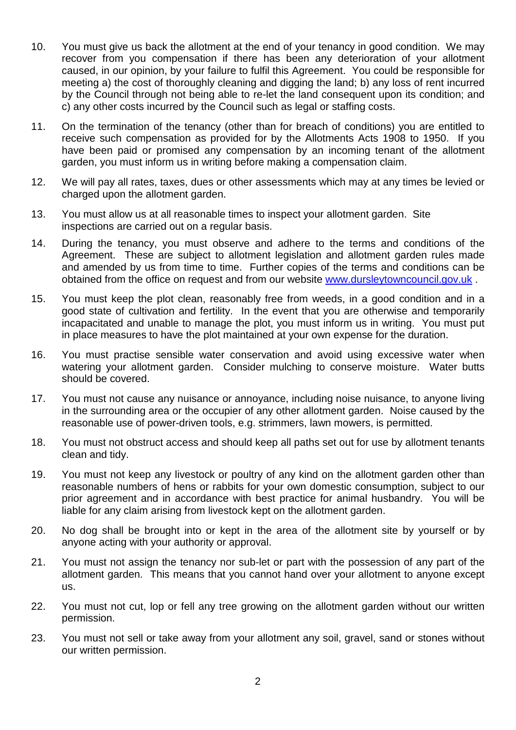10. You must give us back the allotment at the end of your tenancy in good condition. We may recover from you compensation if there has been any deterioration of your allotment caused, in our opinion, by your failure to fulfil this Agreement. You could be responsible for meeting a) the cost of thoroughly cleaning and digging the land; b) any loss of rent incurred by the Council through not being able to re-let the land consequent upon its condition; and c) any other costs incurred by the Council such as legal or staffing costs.

11. On the termination of the tenancy (other than for breach of conditions) you are entitled to receive such compensation as provided for by the Allotments Acts 1908 to 1950. If you have been paid or promised any compensation by an incoming tenant of the allotment garden, you must inform us in writing before making a compensation claim.

12. We will pay all rates, taxes, dues or other assessments which may at any times be levied or charged upon the allotment garden.

13. You must allow us at all reasonable times to inspect your allotment garden. Site inspections are carried out on a regular basis.

14. During the tenancy, you must observe and adhere to the terms and conditions of the Agreement. These are subject to allotment legislation and allotment garden rules made and amended by us from time to time. Further copies of the terms and conditions can be obtained from the office on request and from our website [www.dursleytowncouncil.gov.uk](http://www.dursleytowncouncil.gov.uk) .

15. You must keep the plot clean, reasonably free from weeds, in a good condition and in a good state of cultivation and fertility. In the event that you are otherwise and temporarily incapacitated and unable to manage the plot, you must inform us in writing. You must put in place measures to have the plot maintained at your own expense for the duration.

16. You must practise sensible water conservation and avoid using excessive water when watering your allotment garden. Consider mulching to conserve moisture. Water butts should be covered.

17. You must not cause any nuisance or annoyance, including noise nuisance, to anyone living in the surrounding area or the occupier of any other allotment garden. Noise caused by the reasonable use of power-driven tools, e.g. strimmers, lawn mowers, is permitted.

18. You must not obstruct access and should keep all paths set out for use by allotment tenants clean and tidy.

19. You must not keep any livestock or poultry of any kind on the allotment garden other than reasonable numbers of hens or rabbits for your own domestic consumption, subject to our prior agreement and in accordance with best practice for animal husbandry. You will be liable for any claim arising from livestock kept on the allotment garden.

20. No dog shall be brought into or kept in the area of the allotment site by yourself or by anyone acting with your authority or approval.

21. You must not assign the tenancy nor sub-let or part with the possession of any part of the allotment garden. This means that you cannot hand over your allotment to anyone except us.

22. You must not cut, lop or fell any tree growing on the allotment garden without our written permission.

23. You must not sell or take away from your allotment any soil, gravel, sand or stones without our written permission.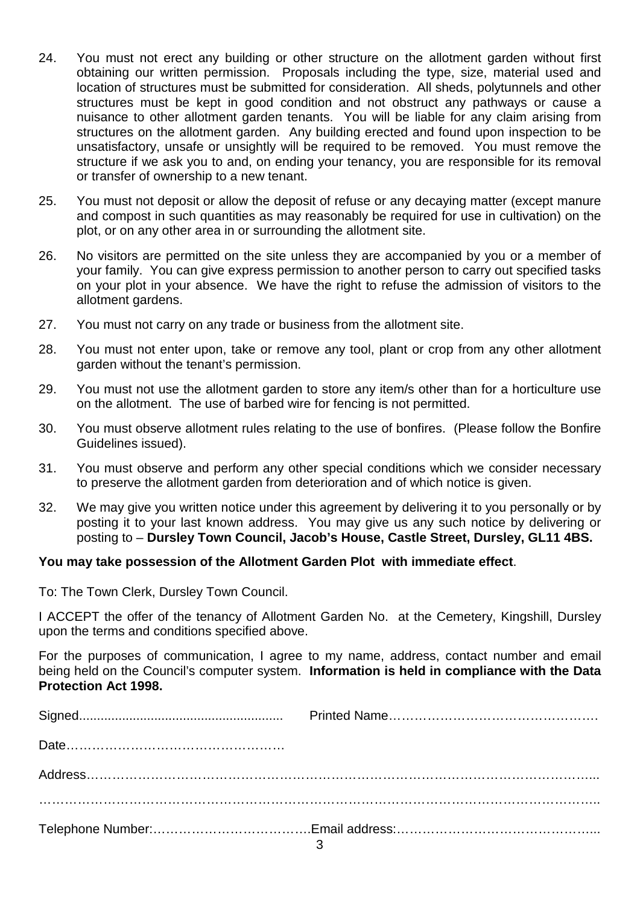24. You must not erect any building or other structure on the allotment garden without first obtaining our written permission. Proposals including the type, size, material used and location of structures must be submitted for consideration. All sheds, polytunnels and other structures must be kept in good condition and not obstruct any pathways or cause a nuisance to other allotment garden tenants. You will be liable for any claim arising from structures on the allotment garden. Any building erected and found upon inspection to be unsatisfactory, unsafe or unsightly will be required to be removed. You must remove the structure if we ask you to and, on ending your tenancy, you are responsible for its removal or transfer of ownership to a new tenant.

25. You must not deposit or allow the deposit of refuse or any decaying matter (except manure and compost in such quantities as may reasonably be required for use in cultivation) on the plot, or on any other area in or surrounding the allotment site.

26. No visitors are permitted on the site unless they are accompanied by you or a member of your family. You can give express permission to another person to carry out specified tasks on your plot in your absence. We have the right to refuse the admission of visitors to the allotment gardens.

27. You must not carry on any trade or business from the allotment site.

28. You must not enter upon, take or remove any tool, plant or crop from any other allotment garden without the tenant's permission.

29. You must not use the allotment garden to store any item/s other than for a horticulture use on the allotment. The use of barbed wire for fencing is not permitted.

30. You must observe allotment rules relating to the use of bonfires. (Please follow the Bonfire Guidelines issued).

31. You must observe and perform any other special conditions which we consider necessary to preserve the allotment garden from deterioration and of which notice is given.

32. We may give you written notice under this agreement by delivering it to you personally or by posting it to your last known address. You may give us any such notice by delivering or posting to – **Dursley Town Council, Jacob's House, Castle Street, Dursley, GL11 4BS.**

**You may take possession of the Allotment Garden Plot with immediate effect**.

To: The Town Clerk, Dursley Town Council.

I ACCEPT the offer of the tenancy of Allotment Garden No. at the Cemetery, Kingshill, Dursley upon the terms and conditions specified above.

For the purposes of communication, I agree to my name, address, contact number and email being held on the Council's computer system. **Information is held in compliance with the Data Protection Act 1998.**

Signed......................................................... Printed Name…………………………………………….

Date…………………………………………….

Address…………………………………………………………………………………………………………...

…………………………………………………………………………………………………………………….

Telephone Number:……………………………….Email address:………………………………………...